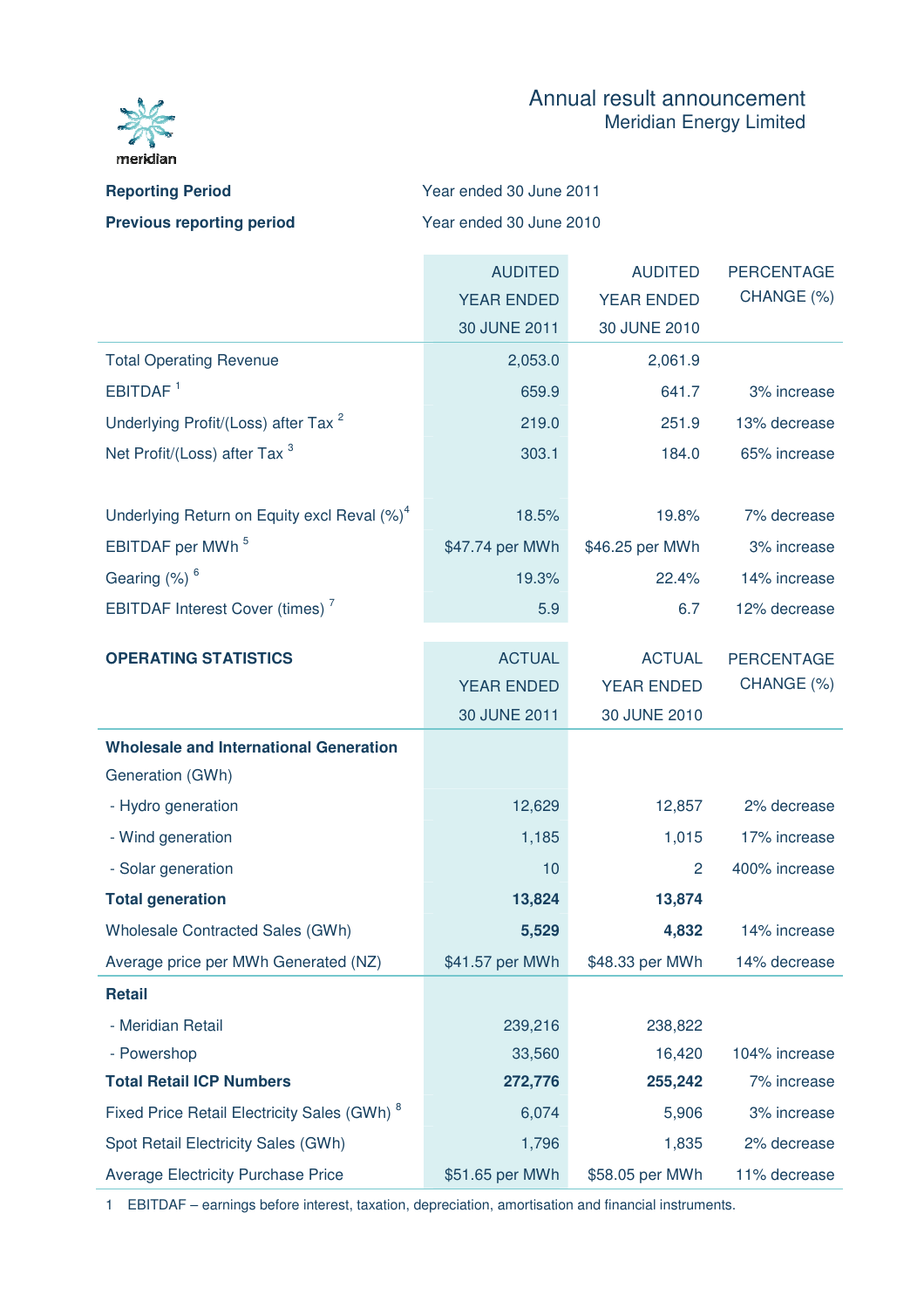meridian

# Annual result announcement
## Meridian Energy Limited

**Reporting Period** Year ended 30 June 2011

**Previous reporting period** Year ended 30 June 2010

| | AUDITED YEAR ENDED 30 JUNE 2011 | AUDITED YEAR ENDED 30 JUNE 2010 | PERCENTAGE CHANGE (%) |
|---|---|---|---|
| Total Operating Revenue | 2,053.0 | 2,061.9 | |
| EBITDAF [1] | 659.9 | 641.7 | 3% increase |
| Underlying Profit/(Loss) after Tax [2] | 219.0 | 251.9 | 13% decrease |
| Net Profit/(Loss) after Tax [3] | 303.1 | 184.0 | 65% increase |
| | | | |
| Underlying Return on Equity excl Reval (%)[4] | 18.5% | 19.8% | 7% decrease |
| EBITDAF per MWh [5] | $47.74 per MWh | $46.25 per MWh | 3% increase |
| Gearing (%) [6] | 19.3% | 22.4% | 14% increase |
| EBITDAF Interest Cover (times) [7] | 5.9 | 6.7 | 12% decrease |

| **OPERATING STATISTICS** | ACTUAL YEAR ENDED 30 JUNE 2011 | ACTUAL YEAR ENDED 30 JUNE 2010 | PERCENTAGE CHANGE (%) |
|---|---|---|---|
| **Wholesale and International Generation** | | | |
| Generation (GWh) | | | |
| - Hydro generation | 12,629 | 12,857 | 2% decrease |
| - Wind generation | 1,185 | 1,015 | 17% increase |
| - Solar generation | 10 | 2 | 400% increase |
| **Total generation** | **13,824** | **13,874** | |
| Wholesale Contracted Sales (GWh) | **5,529** | **4,832** | 14% increase |
| Average price per MWh Generated (NZ) | $41.57 per MWh | $48.33 per MWh | 14% decrease |
| **Retail** | | | |
| - Meridian Retail | 239,216 | 238,822 | |
| - Powershop | 33,560 | 16,420 | 104% increase |
| **Total Retail ICP Numbers** | **272,776** | **255,242** | 7% increase |
| Fixed Price Retail Electricity Sales (GWh) [8] | 6,074 | 5,906 | 3% increase |
| Spot Retail Electricity Sales (GWh) | 1,796 | 1,835 | 2% decrease |
| Average Electricity Purchase Price | $51.65 per MWh | $58.05 per MWh | 11% decrease |

1 EBITDAF – earnings before interest, taxation, depreciation, amortisation and financial instruments.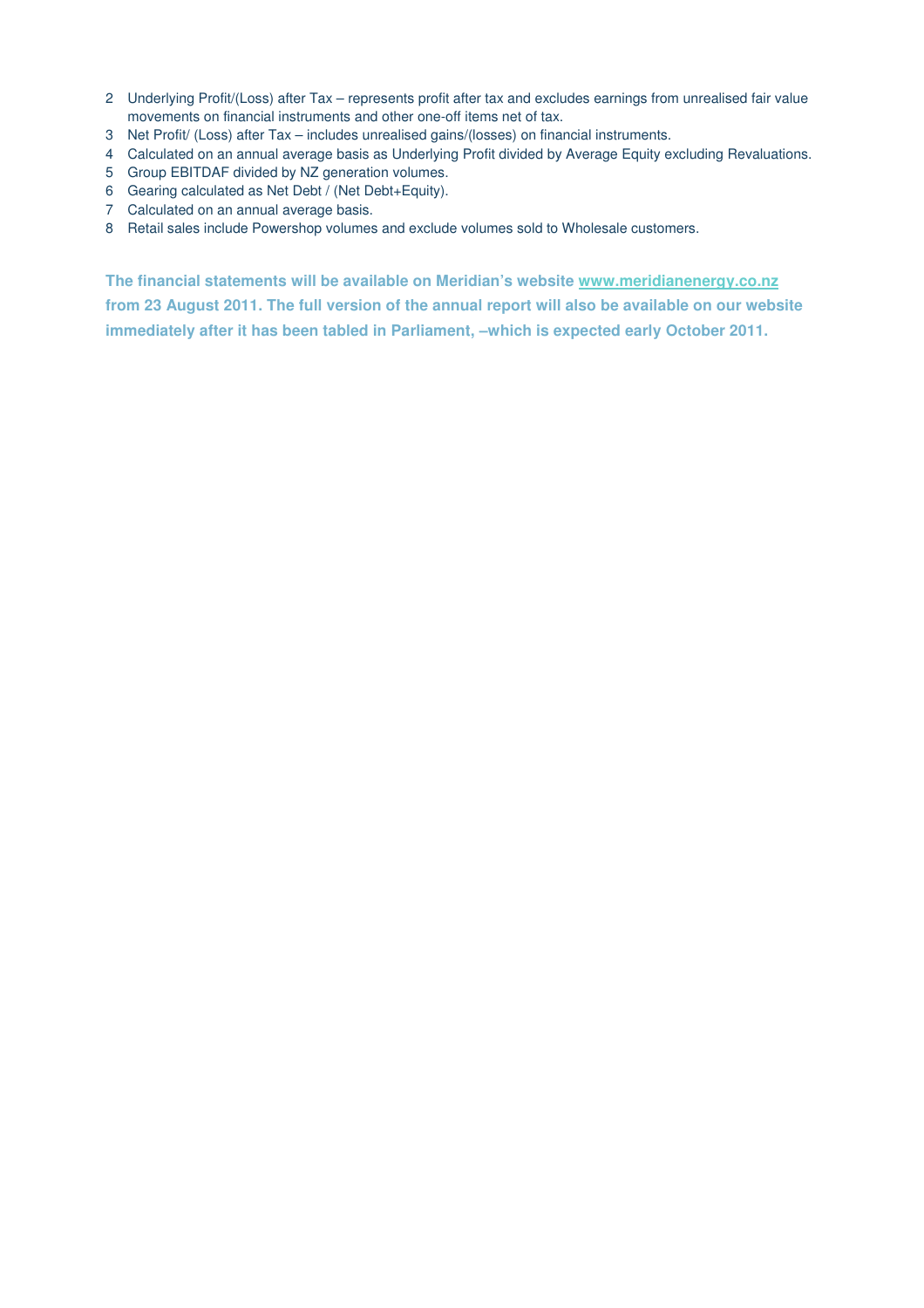2 Underlying Profit/(Loss) after Tax – represents profit after tax and excludes earnings from unrealised fair value movements on financial instruments and other one-off items net of tax.
3 Net Profit/ (Loss) after Tax – includes unrealised gains/(losses) on financial instruments.
4 Calculated on an annual average basis as Underlying Profit divided by Average Equity excluding Revaluations.
5 Group EBITDAF divided by NZ generation volumes.
6 Gearing calculated as Net Debt / (Net Debt+Equity).
7 Calculated on an annual average basis.
8 Retail sales include Powershop volumes and exclude volumes sold to Wholesale customers.

**The financial statements will be available on Meridian's website www.meridianenergy.co.nz from 23 August 2011. The full version of the annual report will also be available on our website immediately after it has been tabled in Parliament, –which is expected early October 2011.**